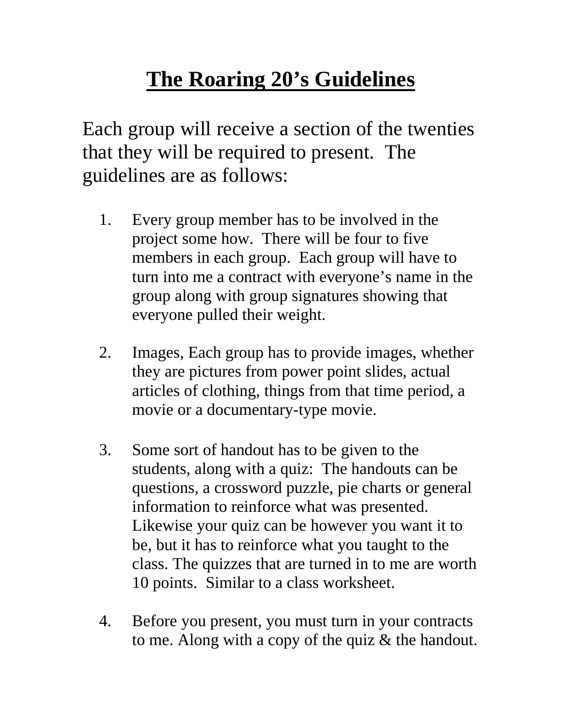# The Roaring 20's Guidelines

Each group will receive a section of the twenties that they will be required to present. The guidelines are as follows:

1. Every group member has to be involved in the project some how. There will be four to five members in each group. Each group will have to turn into me a contract with everyone's name in the group along with group signatures showing that everyone pulled their weight.

2. Images, Each group has to provide images, whether they are pictures from power point slides, actual articles of clothing, things from that time period, a movie or a documentary-type movie.

3. Some sort of handout has to be given to the students, along with a quiz: The handouts can be questions, a crossword puzzle, pie charts or general information to reinforce what was presented. Likewise your quiz can be however you want it to be, but it has to reinforce what you taught to the class. The quizzes that are turned in to me are worth 10 points. Similar to a class worksheet.

4. Before you present, you must turn in your contracts to me. Along with a copy of the quiz & the handout.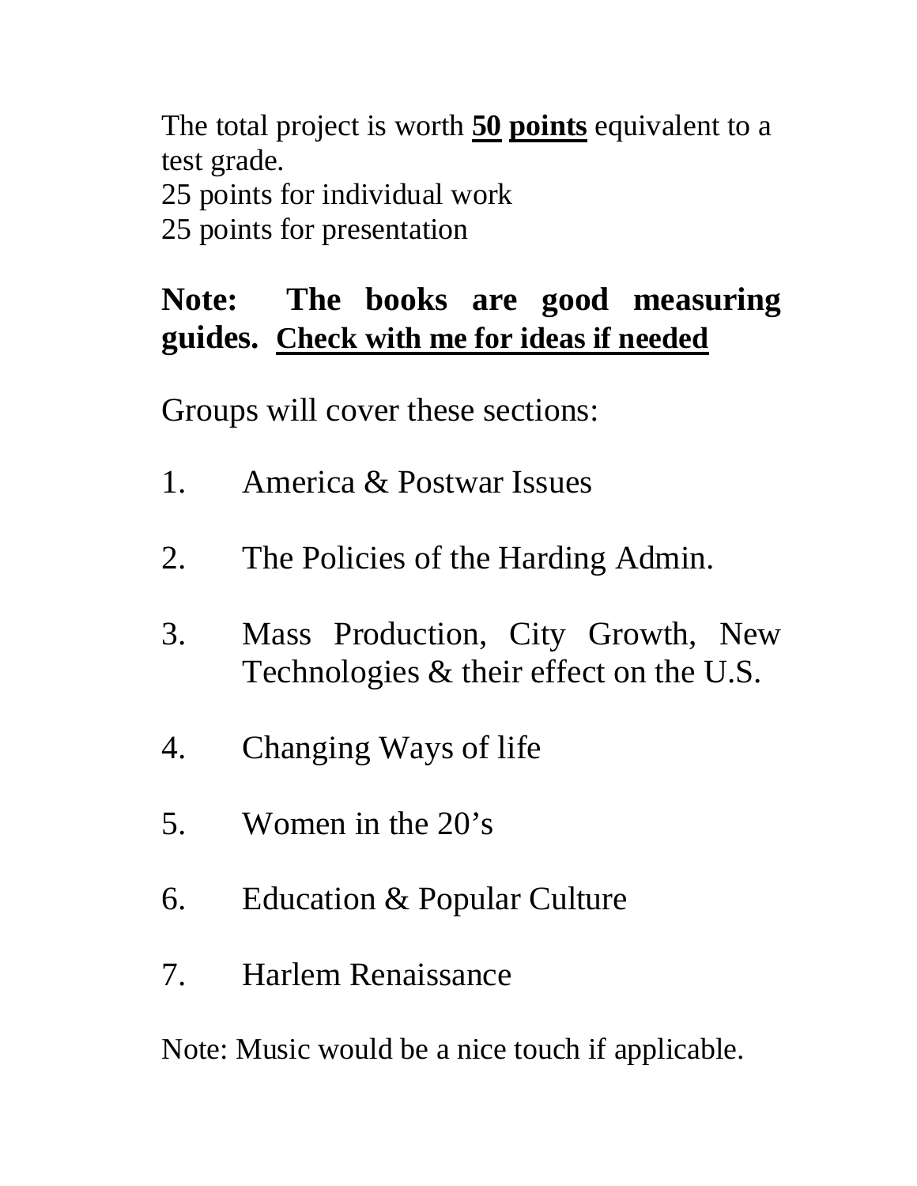The total project is worth **<u>50</u> <u>points</u>** equivalent to a test grade.
25 points for individual work
25 points for presentation

**Note: The books are good measuring guides. <u>Check with me for ideas if needed</u>**

Groups will cover these sections:

1. America & Postwar Issues

2. The Policies of the Harding Admin.

3. Mass Production, City Growth, New Technologies & their effect on the U.S.

4. Changing Ways of life

5. Women in the 20's

6. Education & Popular Culture

7. Harlem Renaissance

Note: Music would be a nice touch if applicable.